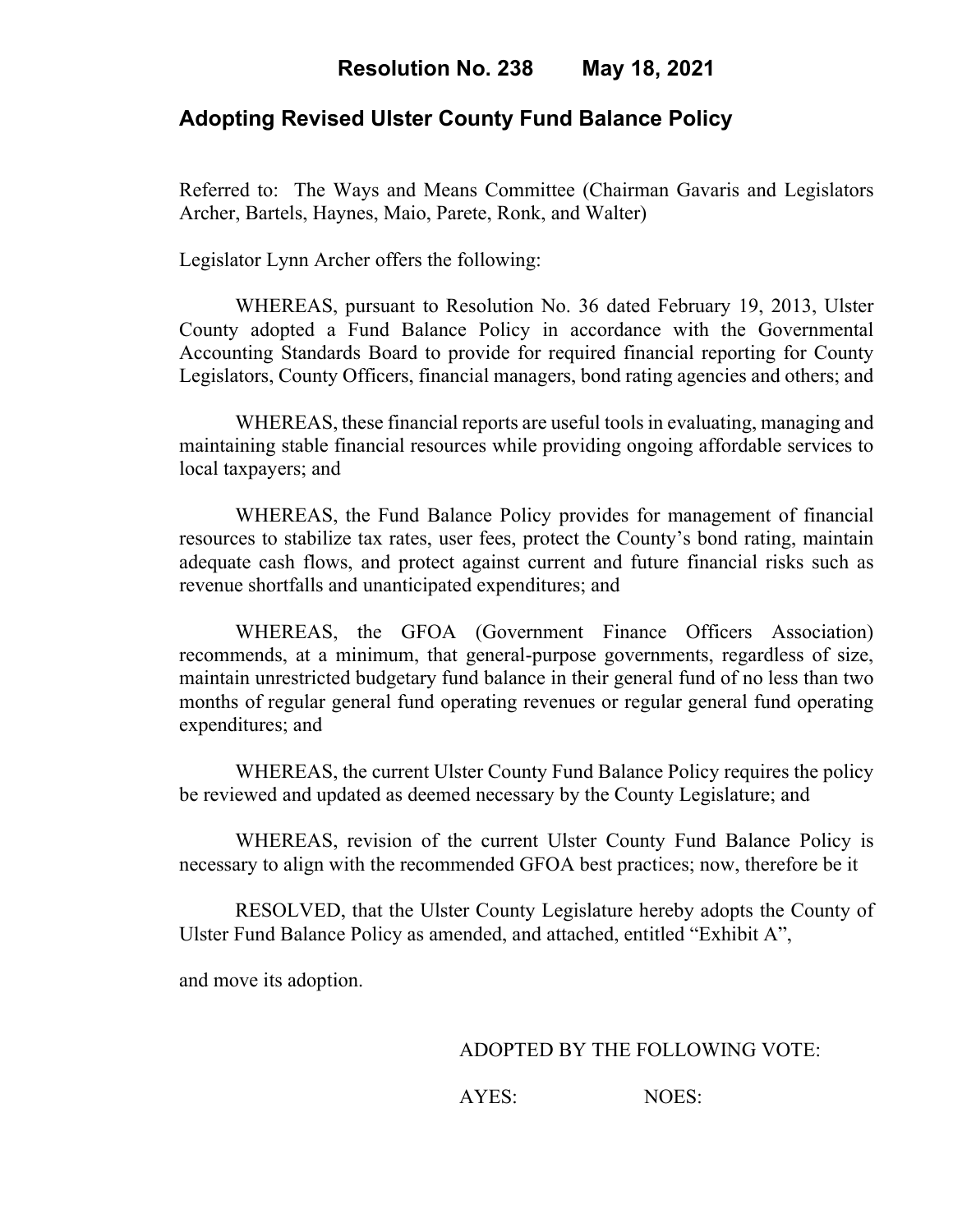# Resolution No. 238 May 18, 2021

## Adopting Revised Ulster County Fund Balance Policy

Referred to: The Ways and Means Committee (Chairman Gavaris and Legislators Archer, Bartels, Haynes, Maio, Parete, Ronk, and Walter)

Legislator Lynn Archer offers the following:

WHEREAS, pursuant to Resolution No. 36 dated February 19, 2013, Ulster County adopted a Fund Balance Policy in accordance with the Governmental Accounting Standards Board to provide for required financial reporting for County Legislators, County Officers, financial managers, bond rating agencies and others; and

WHEREAS, these financial reports are useful tools in evaluating, managing and maintaining stable financial resources while providing ongoing affordable services to local taxpayers; and

WHEREAS, the Fund Balance Policy provides for management of financial resources to stabilize tax rates, user fees, protect the County's bond rating, maintain adequate cash flows, and protect against current and future financial risks such as revenue shortfalls and unanticipated expenditures; and

WHEREAS, the GFOA (Government Finance Officers Association) recommends, at a minimum, that general-purpose governments, regardless of size, maintain unrestricted budgetary fund balance in their general fund of no less than two months of regular general fund operating revenues or regular general fund operating expenditures; and

WHEREAS, the current Ulster County Fund Balance Policy requires the policy be reviewed and updated as deemed necessary by the County Legislature; and

WHEREAS, revision of the current Ulster County Fund Balance Policy is necessary to align with the recommended GFOA best practices; now, therefore be it

RESOLVED, that the Ulster County Legislature hereby adopts the County of Ulster Fund Balance Policy as amended, and attached, entitled "Exhibit A",

and move its adoption.

ADOPTED BY THE FOLLOWING VOTE:

AYES: NOES: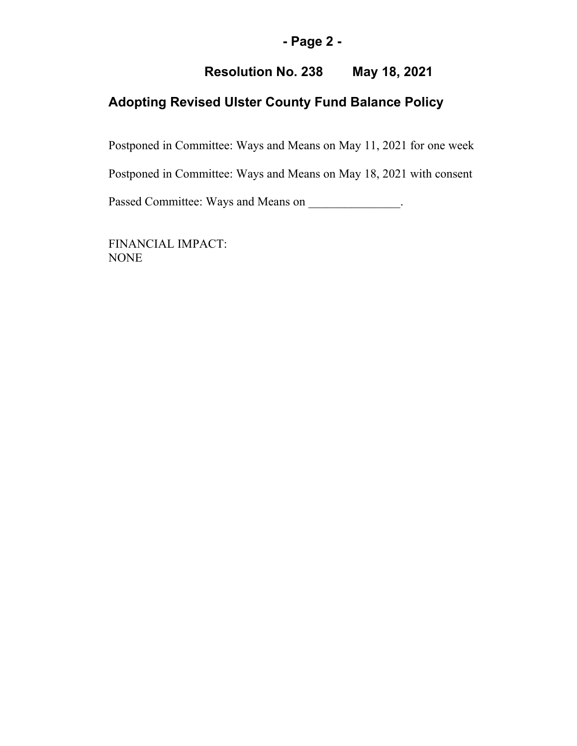## Resolution No. 238 May 18, 2021

## Adopting Revised Ulster County Fund Balance Policy

Postponed in Committee: Ways and Means on May 11, 2021 for one week

Postponed in Committee: Ways and Means on May 18, 2021 with consent

Passed Committee: Ways and Means on _______________.

FINANCIAL IMPACT:
NONE